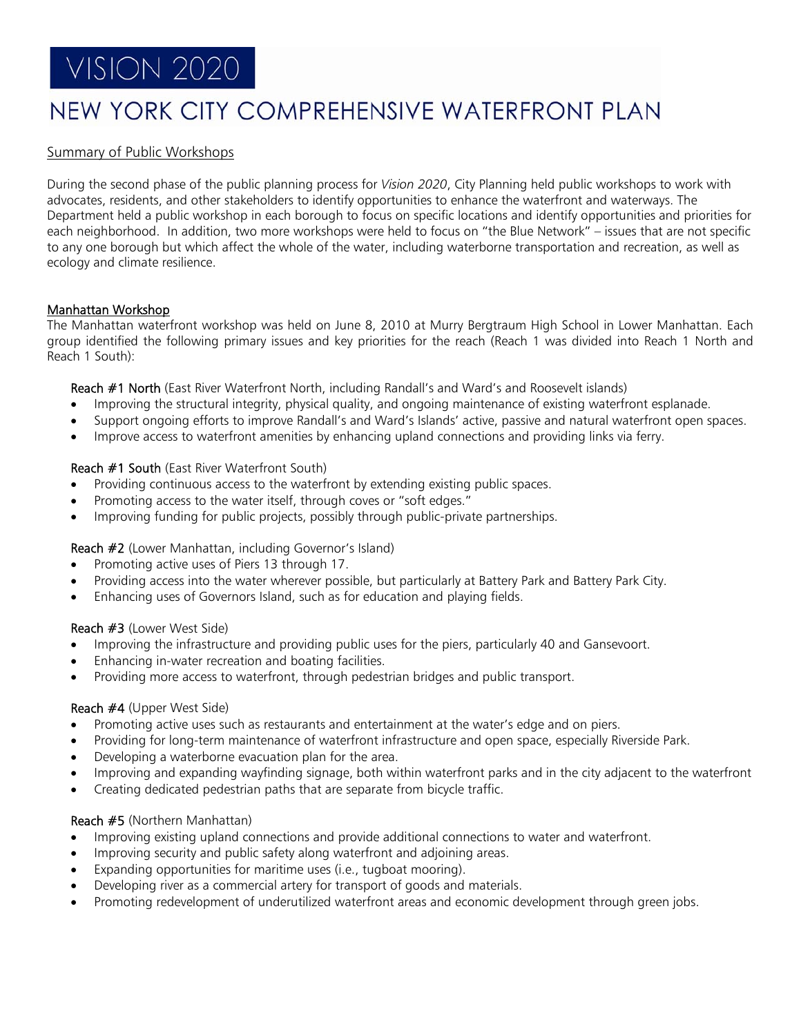# VISION 2020

# NEW YORK CITY COMPREHENSIVE WATERFRONT PLAN

## Summary of Public Workshops

During the second phase of the public planning process for *Vision 2020*, City Planning held public workshops to work with advocates, residents, and other stakeholders to identify opportunities to enhance the waterfront and waterways. The Department held a public workshop in each borough to focus on specific locations and identify opportunities and priorities for each neighborhood. In addition, two more workshops were held to focus on "the Blue Network" – issues that are not specific to any one borough but which affect the whole of the water, including waterborne transportation and recreation, as well as ecology and climate resilience.

### Manhattan Workshop

The Manhattan waterfront workshop was held on June 8, 2010 at Murry Bergtraum High School in Lower Manhattan. Each group identified the following primary issues and key priorities for the reach (Reach 1 was divided into Reach 1 North and Reach 1 South):

**Reach #1 North** (East River Waterfront North, including Randall's and Ward's and Roosevelt islands)

- Improving the structural integrity, physical quality, and ongoing maintenance of existing waterfront esplanade.
- Support ongoing efforts to improve Randall's and Ward's Islands' active, passive and natural waterfront open spaces.
- Improve access to waterfront amenities by enhancing upland connections and providing links via ferry.

**Reach #1 South** (East River Waterfront South)

- Providing continuous access to the waterfront by extending existing public spaces.
- Promoting access to the water itself, through coves or "soft edges."
- Improving funding for public projects, possibly through public-private partnerships.

**Reach #2** (Lower Manhattan, including Governor's Island)

- Promoting active uses of Piers 13 through 17.
- Providing access into the water wherever possible, but particularly at Battery Park and Battery Park City.
- Enhancing uses of Governors Island, such as for education and playing fields.

**Reach #3** (Lower West Side)

- Improving the infrastructure and providing public uses for the piers, particularly 40 and Gansevoort.
- Enhancing in-water recreation and boating facilities.
- Providing more access to waterfront, through pedestrian bridges and public transport.

**Reach #4** (Upper West Side)

- Promoting active uses such as restaurants and entertainment at the water's edge and on piers.
- Providing for long-term maintenance of waterfront infrastructure and open space, especially Riverside Park.
- Developing a waterborne evacuation plan for the area.
- Improving and expanding wayfinding signage, both within waterfront parks and in the city adjacent to the waterfront
- Creating dedicated pedestrian paths that are separate from bicycle traffic.

**Reach #5** (Northern Manhattan)

- Improving existing upland connections and provide additional connections to water and waterfront.
- Improving security and public safety along waterfront and adjoining areas.
- Expanding opportunities for maritime uses (i.e., tugboat mooring).
- Developing river as a commercial artery for transport of goods and materials.
- Promoting redevelopment of underutilized waterfront areas and economic development through green jobs.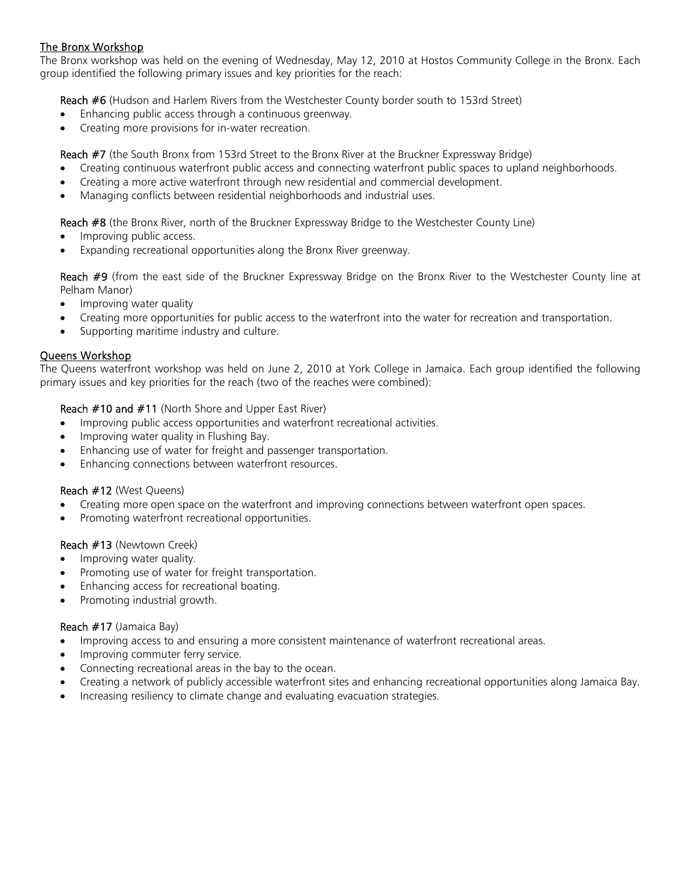## The Bronx Workshop

The Bronx workshop was held on the evening of Wednesday, May 12, 2010 at Hostos Community College in the Bronx. Each group identified the following primary issues and key priorities for the reach:

**Reach #6** (Hudson and Harlem Rivers from the Westchester County border south to 153rd Street)

- Enhancing public access through a continuous greenway.
- Creating more provisions for in-water recreation.

**Reach #7** (the South Bronx from 153rd Street to the Bronx River at the Bruckner Expressway Bridge)

- Creating continuous waterfront public access and connecting waterfront public spaces to upland neighborhoods.
- Creating a more active waterfront through new residential and commercial development.
- Managing conflicts between residential neighborhoods and industrial uses.

**Reach #8** (the Bronx River, north of the Bruckner Expressway Bridge to the Westchester County Line)

- Improving public access.
- Expanding recreational opportunities along the Bronx River greenway.

**Reach #9** (from the east side of the Bruckner Expressway Bridge on the Bronx River to the Westchester County line at Pelham Manor)

- Improving water quality
- Creating more opportunities for public access to the waterfront into the water for recreation and transportation.
- Supporting maritime industry and culture.

## Queens Workshop

The Queens waterfront workshop was held on June 2, 2010 at York College in Jamaica. Each group identified the following primary issues and key priorities for the reach (two of the reaches were combined):

**Reach #10 and #11** (North Shore and Upper East River)

- Improving public access opportunities and waterfront recreational activities.
- Improving water quality in Flushing Bay.
- Enhancing use of water for freight and passenger transportation.
- Enhancing connections between waterfront resources.

**Reach #12** (West Queens)

- Creating more open space on the waterfront and improving connections between waterfront open spaces.
- Promoting waterfront recreational opportunities.

**Reach #13** (Newtown Creek)

- Improving water quality.
- Promoting use of water for freight transportation.
- Enhancing access for recreational boating.
- Promoting industrial growth.

**Reach #17** (Jamaica Bay)

- Improving access to and ensuring a more consistent maintenance of waterfront recreational areas.
- Improving commuter ferry service.
- Connecting recreational areas in the bay to the ocean.
- Creating a network of publicly accessible waterfront sites and enhancing recreational opportunities along Jamaica Bay.
- Increasing resiliency to climate change and evaluating evacuation strategies.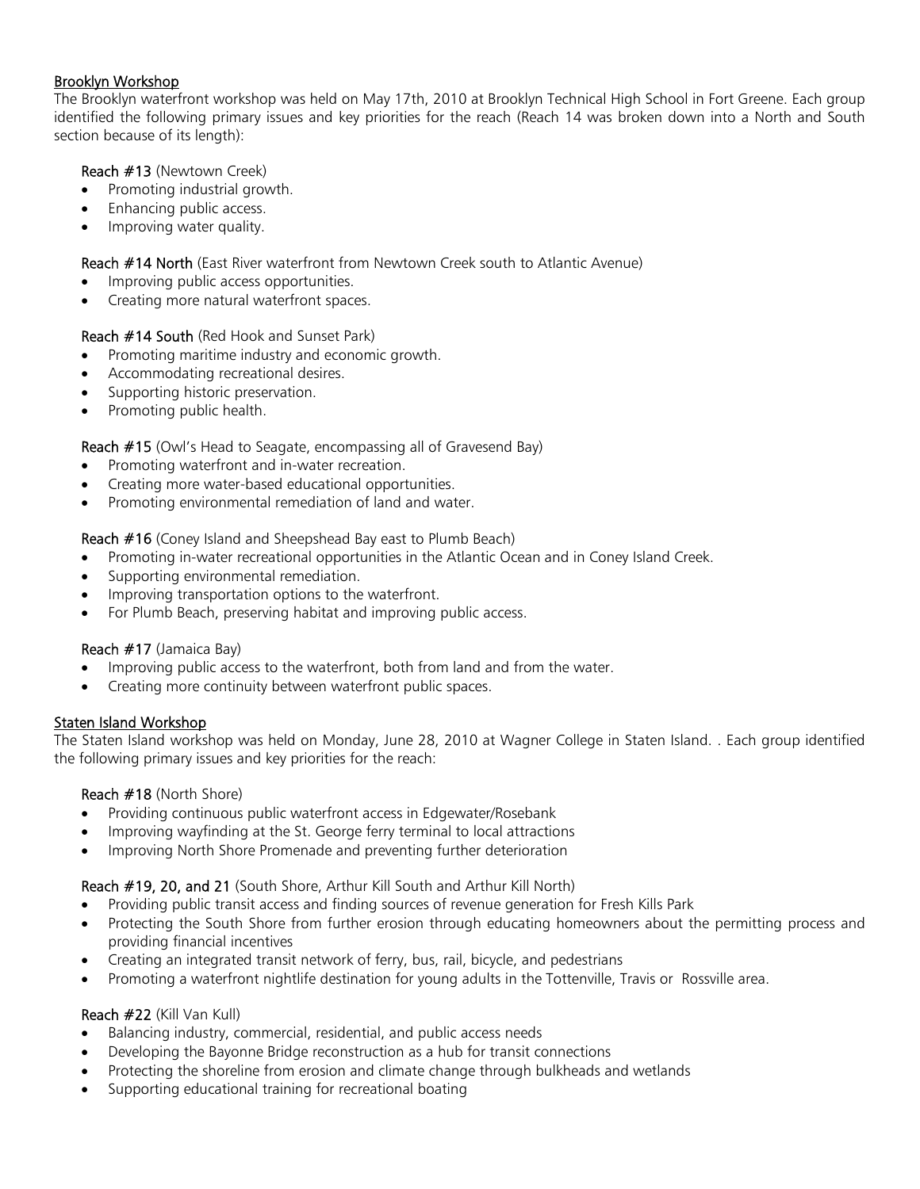## Brooklyn Workshop

The Brooklyn waterfront workshop was held on May 17th, 2010 at Brooklyn Technical High School in Fort Greene. Each group identified the following primary issues and key priorities for the reach (Reach 14 was broken down into a North and South section because of its length):

**Reach #13** (Newtown Creek)

- Promoting industrial growth.
- Enhancing public access.
- Improving water quality.

**Reach #14 North** (East River waterfront from Newtown Creek south to Atlantic Avenue)

- Improving public access opportunities.
- Creating more natural waterfront spaces.

**Reach #14 South** (Red Hook and Sunset Park)

- Promoting maritime industry and economic growth.
- Accommodating recreational desires.
- Supporting historic preservation.
- Promoting public health.

**Reach #15** (Owl's Head to Seagate, encompassing all of Gravesend Bay)

- Promoting waterfront and in-water recreation.
- Creating more water-based educational opportunities.
- Promoting environmental remediation of land and water.

**Reach #16** (Coney Island and Sheepshead Bay east to Plumb Beach)

- Promoting in-water recreational opportunities in the Atlantic Ocean and in Coney Island Creek.
- Supporting environmental remediation.
- Improving transportation options to the waterfront.
- For Plumb Beach, preserving habitat and improving public access.

**Reach #17** (Jamaica Bay)

- Improving public access to the waterfront, both from land and from the water.
- Creating more continuity between waterfront public spaces.

## Staten Island Workshop

The Staten Island workshop was held on Monday, June 28, 2010 at Wagner College in Staten Island. . Each group identified the following primary issues and key priorities for the reach:

**Reach #18** (North Shore)

- Providing continuous public waterfront access in Edgewater/Rosebank
- Improving wayfinding at the St. George ferry terminal to local attractions
- Improving North Shore Promenade and preventing further deterioration

**Reach #19, 20, and 21** (South Shore, Arthur Kill South and Arthur Kill North)

- Providing public transit access and finding sources of revenue generation for Fresh Kills Park
- Protecting the South Shore from further erosion through educating homeowners about the permitting process and providing financial incentives
- Creating an integrated transit network of ferry, bus, rail, bicycle, and pedestrians
- Promoting a waterfront nightlife destination for young adults in the Tottenville, Travis or Rossville area.

**Reach #22** (Kill Van Kull)

- Balancing industry, commercial, residential, and public access needs
- Developing the Bayonne Bridge reconstruction as a hub for transit connections
- Protecting the shoreline from erosion and climate change through bulkheads and wetlands
- Supporting educational training for recreational boating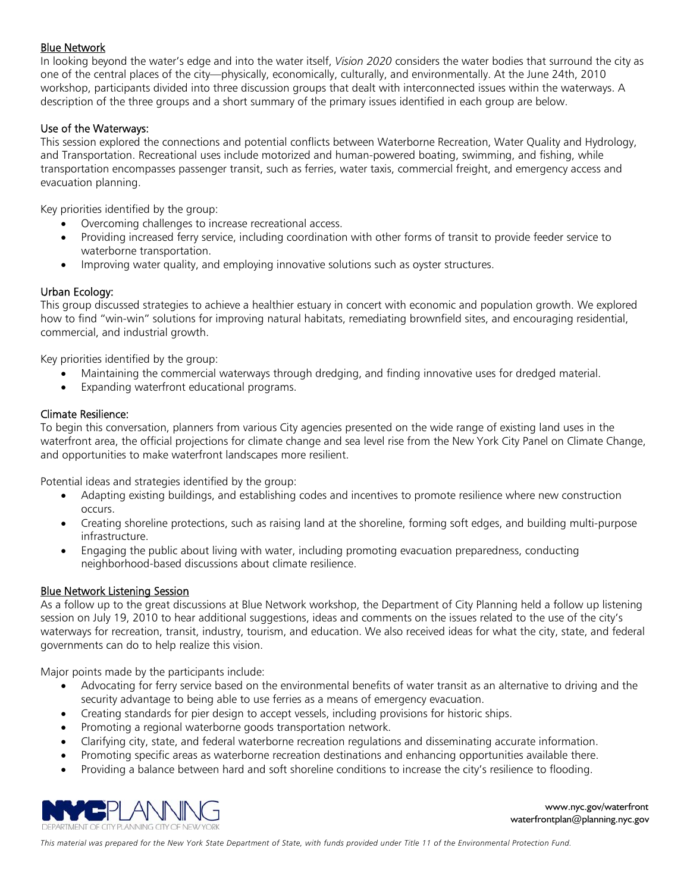## Blue Network

In looking beyond the water's edge and into the water itself, *Vision 2020* considers the water bodies that surround the city as one of the central places of the city—physically, economically, culturally, and environmentally. At the June 24th, 2010 workshop, participants divided into three discussion groups that dealt with interconnected issues within the waterways. A description of the three groups and a short summary of the primary issues identified in each group are below.

### Use of the Waterways:

This session explored the connections and potential conflicts between Waterborne Recreation, Water Quality and Hydrology, and Transportation. Recreational uses include motorized and human-powered boating, swimming, and fishing, while transportation encompasses passenger transit, such as ferries, water taxis, commercial freight, and emergency access and evacuation planning.

Key priorities identified by the group:

- Overcoming challenges to increase recreational access.
- Providing increased ferry service, including coordination with other forms of transit to provide feeder service to waterborne transportation.
- Improving water quality, and employing innovative solutions such as oyster structures.

### Urban Ecology:

This group discussed strategies to achieve a healthier estuary in concert with economic and population growth. We explored how to find "win-win" solutions for improving natural habitats, remediating brownfield sites, and encouraging residential, commercial, and industrial growth.

Key priorities identified by the group:

- Maintaining the commercial waterways through dredging, and finding innovative uses for dredged material.
- Expanding waterfront educational programs.

### Climate Resilience:

To begin this conversation, planners from various City agencies presented on the wide range of existing land uses in the waterfront area, the official projections for climate change and sea level rise from the New York City Panel on Climate Change, and opportunities to make waterfront landscapes more resilient.

Potential ideas and strategies identified by the group:

- Adapting existing buildings, and establishing codes and incentives to promote resilience where new construction occurs.
- Creating shoreline protections, such as raising land at the shoreline, forming soft edges, and building multi-purpose infrastructure.
- Engaging the public about living with water, including promoting evacuation preparedness, conducting neighborhood-based discussions about climate resilience.

## Blue Network Listening Session

As a follow up to the great discussions at Blue Network workshop, the Department of City Planning held a follow up listening session on July 19, 2010 to hear additional suggestions, ideas and comments on the issues related to the use of the city's waterways for recreation, transit, industry, tourism, and education. We also received ideas for what the city, state, and federal governments can do to help realize this vision.

Major points made by the participants include:

- Advocating for ferry service based on the environmental benefits of water transit as an alternative to driving and the security advantage to being able to use ferries as a means of emergency evacuation.
- Creating standards for pier design to accept vessels, including provisions for historic ships.
- Promoting a regional waterborne goods transportation network.
- Clarifying city, state, and federal waterborne recreation regulations and disseminating accurate information.
- Promoting specific areas as waterborne recreation destinations and enhancing opportunities available there.
- Providing a balance between hard and soft shoreline conditions to increase the city's resilience to flooding.

NYC PLANNING
DEPARTMENT OF CITY PLANNING CITY OF NEW YORK

www.nyc.gov/waterfront
waterfrontplan@planning.nyc.gov

*This material was prepared for the New York State Department of State, with funds provided under Title 11 of the Environmental Protection Fund.*